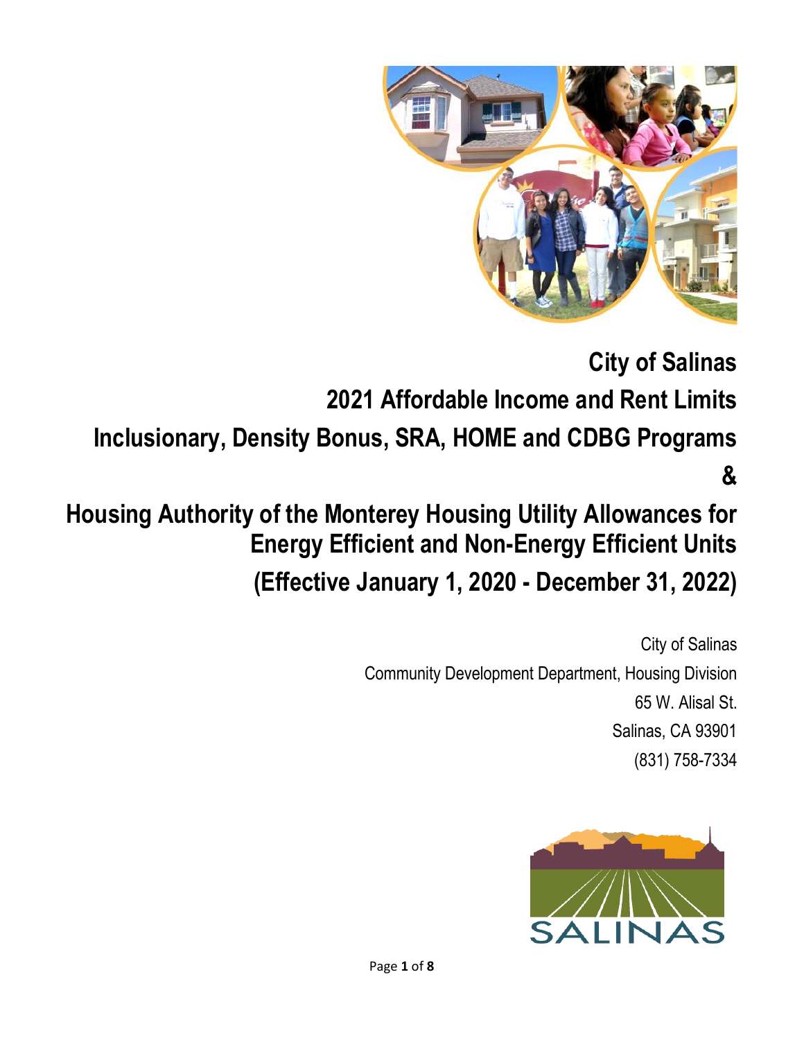# City of Salinas

# 2021 Affordable Income and Rent Limits

# Inclusionary, Density Bonus, SRA, HOME and CDBG Programs

# &

# Housing Authority of the Monterey Housing Utility Allowances for Energy Efficient and Non-Energy Efficient Units

# (Effective January 1, 2020 - December 31, 2022)

City of Salinas

Community Development Department, Housing Division

65 W. Alisal St.

Salinas, CA 93901

(831) 758-7334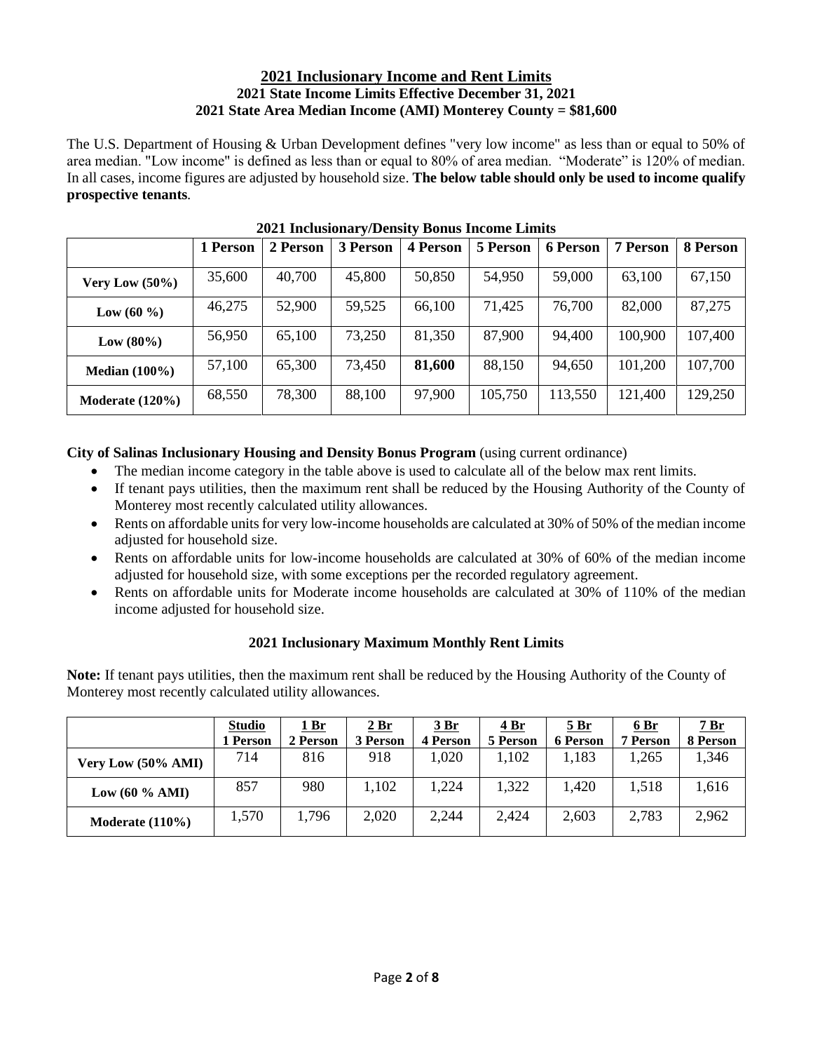# 2021 Inclusionary Income and Rent Limits

**2021 State Income Limits Effective December 31, 2021**

**2021 State Area Median Income (AMI) Monterey County = $81,600**

The U.S. Department of Housing & Urban Development defines "very low income" as less than or equal to 50% of area median. "Low income" is defined as less than or equal to 80% of area median. "Moderate" is 120% of median. In all cases, income figures are adjusted by household size. **The below table should only be used to income qualify prospective tenants**.

**2021 Inclusionary/Density Bonus Income Limits**

| | 1 Person | 2 Person | 3 Person | 4 Person | 5 Person | 6 Person | 7 Person | 8 Person |
|---|---|---|---|---|---|---|---|---|
| **Very Low (50%)** | 35,600 | 40,700 | 45,800 | 50,850 | 54,950 | 59,000 | 63,100 | 67,150 |
| **Low (60 %)** | 46,275 | 52,900 | 59,525 | 66,100 | 71,425 | 76,700 | 82,000 | 87,275 |
| **Low (80%)** | 56,950 | 65,100 | 73,250 | 81,350 | 87,900 | 94,400 | 100,900 | 107,400 |
| **Median (100%)** | 57,100 | 65,300 | 73,450 | **81,600** | 88,150 | 94,650 | 101,200 | 107,700 |
| **Moderate (120%)** | 68,550 | 78,300 | 88,100 | 97,900 | 105,750 | 113,550 | 121,400 | 129,250 |

**City of Salinas Inclusionary Housing and Density Bonus Program** (using current ordinance)

- The median income category in the table above is used to calculate all of the below max rent limits.
- If tenant pays utilities, then the maximum rent shall be reduced by the Housing Authority of the County of Monterey most recently calculated utility allowances.
- Rents on affordable units for very low-income households are calculated at 30% of 50% of the median income adjusted for household size.
- Rents on affordable units for low-income households are calculated at 30% of 60% of the median income adjusted for household size, with some exceptions per the recorded regulatory agreement.
- Rents on affordable units for Moderate income households are calculated at 30% of 110% of the median income adjusted for household size.

**2021 Inclusionary Maximum Monthly Rent Limits**

**Note:** If tenant pays utilities, then the maximum rent shall be reduced by the Housing Authority of the County of Monterey most recently calculated utility allowances.

| | Studio 1 Person | 1 Br 2 Person | 2 Br 3 Person | 3 Br 4 Person | 4 Br 5 Person | 5 Br 6 Person | 6 Br 7 Person | 7 Br 8 Person |
|---|---|---|---|---|---|---|---|---|
| **Very Low (50% AMI)** | 714 | 816 | 918 | 1,020 | 1,102 | 1,183 | 1,265 | 1,346 |
| **Low (60 % AMI)** | 857 | 980 | 1,102 | 1,224 | 1,322 | 1,420 | 1,518 | 1,616 |
| **Moderate (110%)** | 1,570 | 1,796 | 2,020 | 2,244 | 2,424 | 2,603 | 2,783 | 2,962 |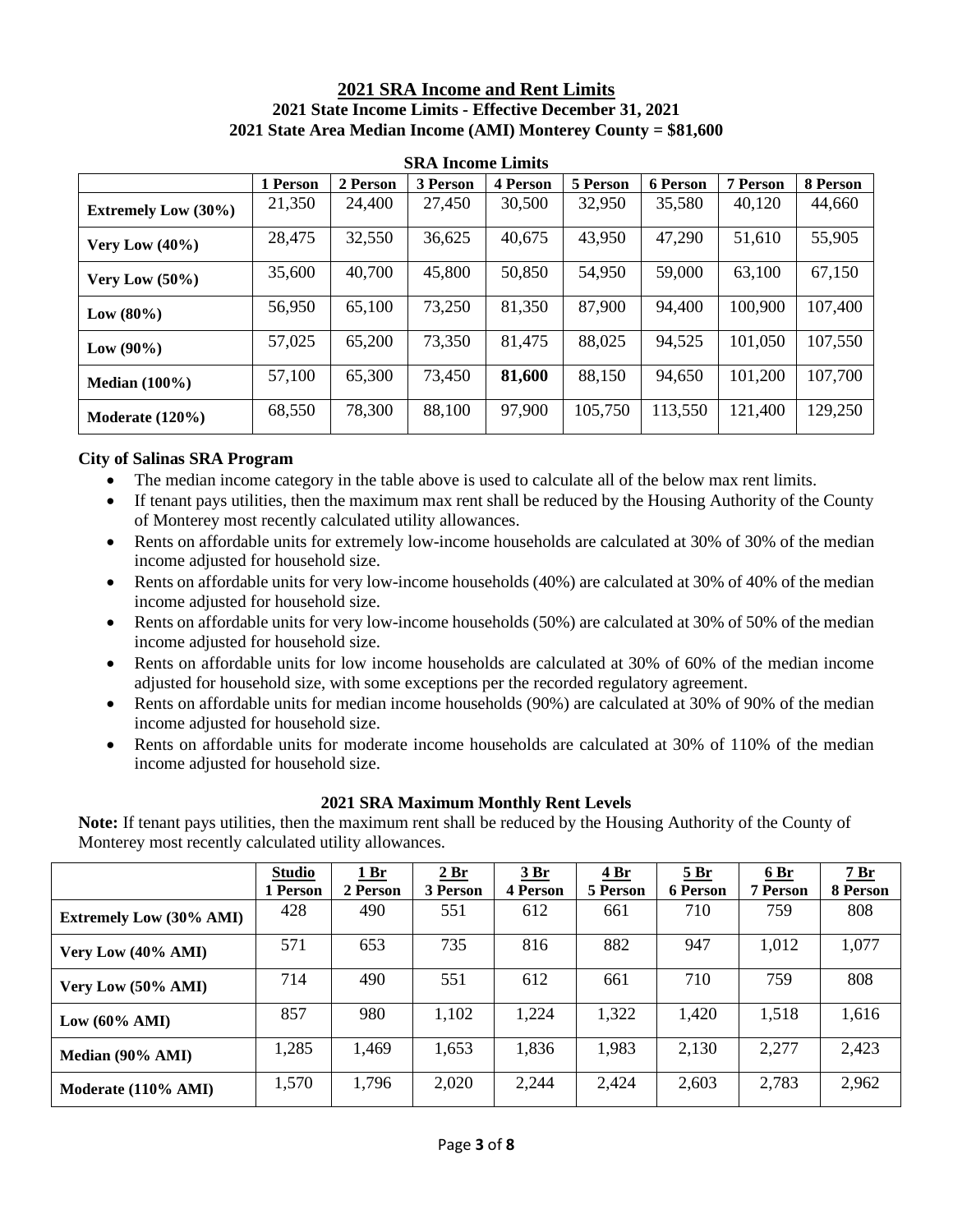## 2021 SRA Income and Rent Limits

**2021 State Income Limits - Effective December 31, 2021**

**2021 State Area Median Income (AMI) Monterey County = $81,600**

**SRA Income Limits**

| | 1 Person | 2 Person | 3 Person | 4 Person | 5 Person | 6 Person | 7 Person | 8 Person |
|---|---|---|---|---|---|---|---|---|
| **Extremely Low (30%)** | 21,350 | 24,400 | 27,450 | 30,500 | 32,950 | 35,580 | 40,120 | 44,660 |
| **Very Low (40%)** | 28,475 | 32,550 | 36,625 | 40,675 | 43,950 | 47,290 | 51,610 | 55,905 |
| **Very Low (50%)** | 35,600 | 40,700 | 45,800 | 50,850 | 54,950 | 59,000 | 63,100 | 67,150 |
| **Low (80%)** | 56,950 | 65,100 | 73,250 | 81,350 | 87,900 | 94,400 | 100,900 | 107,400 |
| **Low (90%)** | 57,025 | 65,200 | 73,350 | 81,475 | 88,025 | 94,525 | 101,050 | 107,550 |
| **Median (100%)** | 57,100 | 65,300 | 73,450 | **81,600** | 88,150 | 94,650 | 101,200 | 107,700 |
| **Moderate (120%)** | 68,550 | 78,300 | 88,100 | 97,900 | 105,750 | 113,550 | 121,400 | 129,250 |

**City of Salinas SRA Program**

- The median income category in the table above is used to calculate all of the below max rent limits.
- If tenant pays utilities, then the maximum max rent shall be reduced by the Housing Authority of the County of Monterey most recently calculated utility allowances.
- Rents on affordable units for extremely low-income households are calculated at 30% of 30% of the median income adjusted for household size.
- Rents on affordable units for very low-income households (40%) are calculated at 30% of 40% of the median income adjusted for household size.
- Rents on affordable units for very low-income households (50%) are calculated at 30% of 50% of the median income adjusted for household size.
- Rents on affordable units for low income households are calculated at 30% of 60% of the median income adjusted for household size, with some exceptions per the recorded regulatory agreement.
- Rents on affordable units for median income households (90%) are calculated at 30% of 90% of the median income adjusted for household size.
- Rents on affordable units for moderate income households are calculated at 30% of 110% of the median income adjusted for household size.

**2021 SRA Maximum Monthly Rent Levels**

**Note:** If tenant pays utilities, then the maximum rent shall be reduced by the Housing Authority of the County of Monterey most recently calculated utility allowances.

| | Studio 1 Person | 1 Br 2 Person | 2 Br 3 Person | 3 Br 4 Person | 4 Br 5 Person | 5 Br 6 Person | 6 Br 7 Person | 7 Br 8 Person |
|---|---|---|---|---|---|---|---|---|
| **Extremely Low (30% AMI)** | 428 | 490 | 551 | 612 | 661 | 710 | 759 | 808 |
| **Very Low (40% AMI)** | 571 | 653 | 735 | 816 | 882 | 947 | 1,012 | 1,077 |
| **Very Low (50% AMI)** | 714 | 490 | 551 | 612 | 661 | 710 | 759 | 808 |
| **Low (60% AMI)** | 857 | 980 | 1,102 | 1,224 | 1,322 | 1,420 | 1,518 | 1,616 |
| **Median (90% AMI)** | 1,285 | 1,469 | 1,653 | 1,836 | 1,983 | 2,130 | 2,277 | 2,423 |
| **Moderate (110% AMI)** | 1,570 | 1,796 | 2,020 | 2,244 | 2,424 | 2,603 | 2,783 | 2,962 |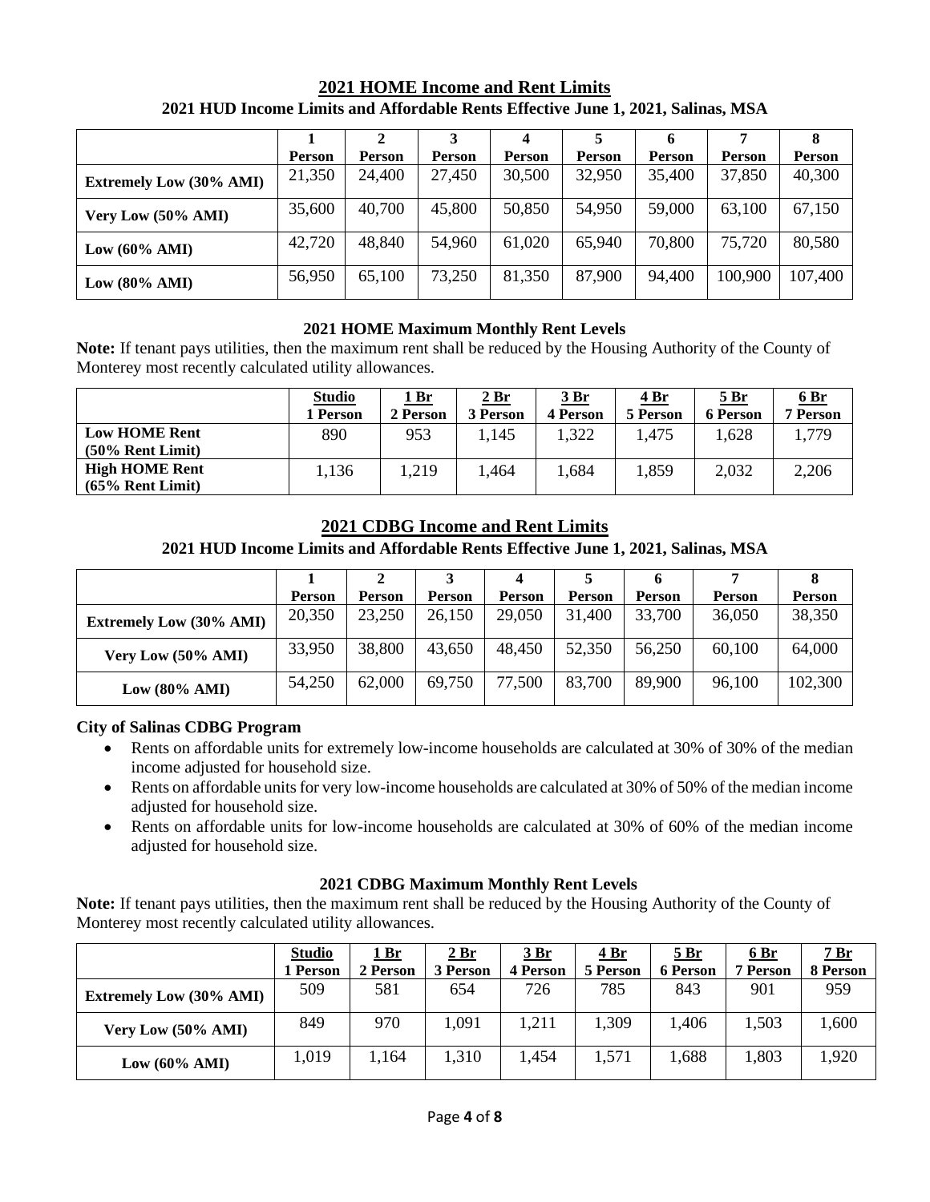## 2021 HOME Income and Rent Limits

**2021 HUD Income Limits and Affordable Rents Effective June 1, 2021, Salinas, MSA**

| | 1 Person | 2 Person | 3 Person | 4 Person | 5 Person | 6 Person | 7 Person | 8 Person |
|---|---|---|---|---|---|---|---|---|
| **Extremely Low (30% AMI)** | 21,350 | 24,400 | 27,450 | 30,500 | 32,950 | 35,400 | 37,850 | 40,300 |
| **Very Low (50% AMI)** | 35,600 | 40,700 | 45,800 | 50,850 | 54,950 | 59,000 | 63,100 | 67,150 |
| **Low (60% AMI)** | 42,720 | 48,840 | 54,960 | 61,020 | 65,940 | 70,800 | 75,720 | 80,580 |
| **Low (80% AMI)** | 56,950 | 65,100 | 73,250 | 81,350 | 87,900 | 94,400 | 100,900 | 107,400 |

### 2021 HOME Maximum Monthly Rent Levels

**Note:** If tenant pays utilities, then the maximum rent shall be reduced by the Housing Authority of the County of Monterey most recently calculated utility allowances.

| | Studio 1 Person | 1 Br 2 Person | 2 Br 3 Person | 3 Br 4 Person | 4 Br 5 Person | 5 Br 6 Person | 6 Br 7 Person |
|---|---|---|---|---|---|---|---|
| **Low HOME Rent (50% Rent Limit)** | 890 | 953 | 1,145 | 1,322 | 1,475 | 1,628 | 1,779 |
| **High HOME Rent (65% Rent Limit)** | 1,136 | 1,219 | 1,464 | 1,684 | 1,859 | 2,032 | 2,206 |

## 2021 CDBG Income and Rent Limits

**2021 HUD Income Limits and Affordable Rents Effective June 1, 2021, Salinas, MSA**

| | 1 Person | 2 Person | 3 Person | 4 Person | 5 Person | 6 Person | 7 Person | 8 Person |
|---|---|---|---|---|---|---|---|---|
| **Extremely Low (30% AMI)** | 20,350 | 23,250 | 26,150 | 29,050 | 31,400 | 33,700 | 36,050 | 38,350 |
| **Very Low (50% AMI)** | 33,950 | 38,800 | 43,650 | 48,450 | 52,350 | 56,250 | 60,100 | 64,000 |
| **Low (80% AMI)** | 54,250 | 62,000 | 69,750 | 77,500 | 83,700 | 89,900 | 96,100 | 102,300 |

**City of Salinas CDBG Program**

- Rents on affordable units for extremely low-income households are calculated at 30% of 30% of the median income adjusted for household size.
- Rents on affordable units for very low-income households are calculated at 30% of 50% of the median income adjusted for household size.
- Rents on affordable units for low-income households are calculated at 30% of 60% of the median income adjusted for household size.

### 2021 CDBG Maximum Monthly Rent Levels

**Note:** If tenant pays utilities, then the maximum rent shall be reduced by the Housing Authority of the County of Monterey most recently calculated utility allowances.

| | Studio 1 Person | 1 Br 2 Person | 2 Br 3 Person | 3 Br 4 Person | 4 Br 5 Person | 5 Br 6 Person | 6 Br 7 Person | 7 Br 8 Person |
|---|---|---|---|---|---|---|---|---|
| **Extremely Low (30% AMI)** | 509 | 581 | 654 | 726 | 785 | 843 | 901 | 959 |
| **Very Low (50% AMI)** | 849 | 970 | 1,091 | 1,211 | 1,309 | 1,406 | 1,503 | 1,600 |
| **Low (60% AMI)** | 1,019 | 1,164 | 1,310 | 1,454 | 1,571 | 1,688 | 1,803 | 1,920 |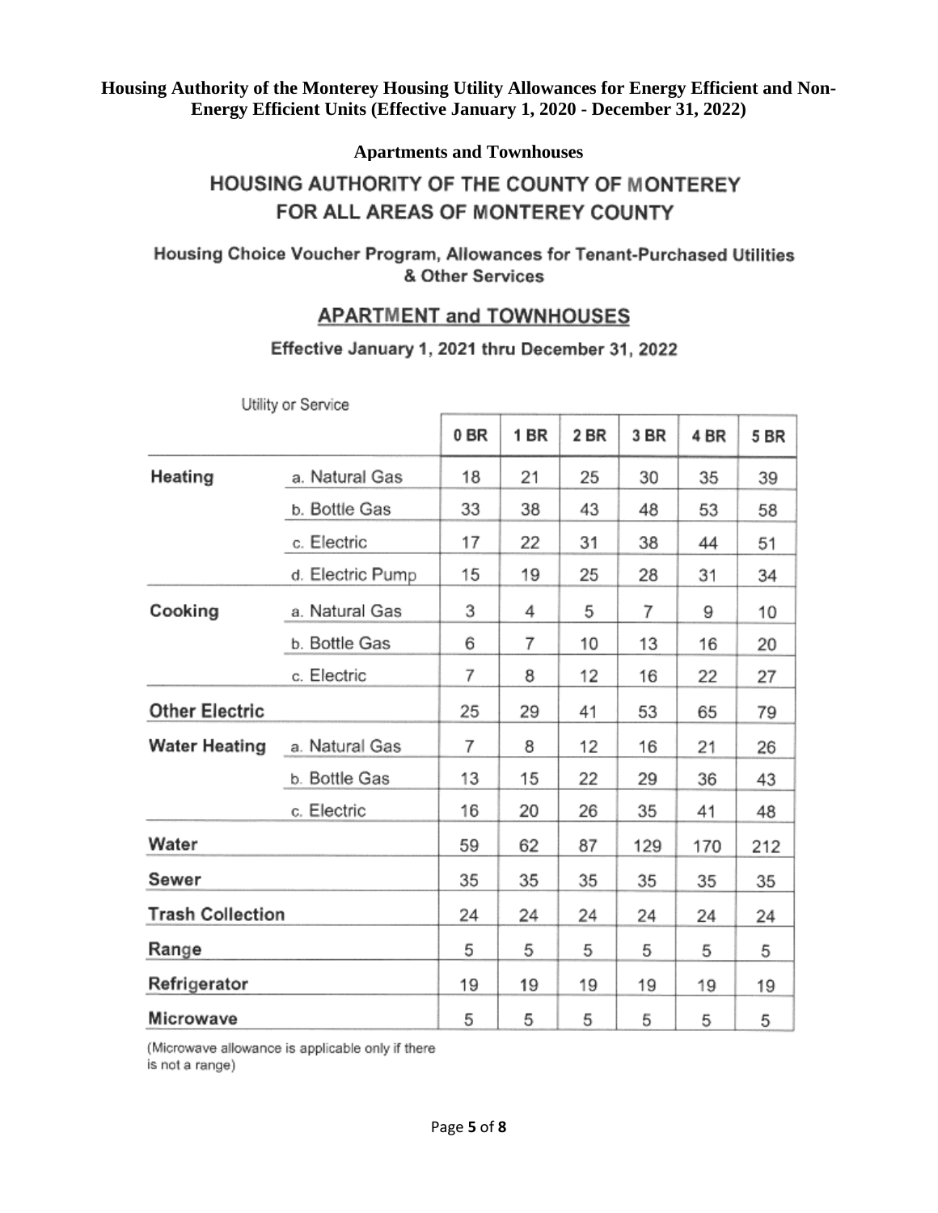**Housing Authority of the Monterey Housing Utility Allowances for Energy Efficient and Non-Energy Efficient Units (Effective January 1, 2020 - December 31, 2022)**

**Apartments and Townhouses**

## HOUSING AUTHORITY OF THE COUNTY OF MONTEREY FOR ALL AREAS OF MONTEREY COUNTY

### Housing Choice Voucher Program, Allowances for Tenant-Purchased Utilities & Other Services

### APARTMENT and TOWNHOUSES

**Effective January 1, 2021 thru December 31, 2022**

| Utility or Service | | 0 BR | 1 BR | 2 BR | 3 BR | 4 BR | 5 BR |
|---|---|---|---|---|---|---|---|
| **Heating** | a. Natural Gas | 18 | 21 | 25 | 30 | 35 | 39 |
| | b. Bottle Gas | 33 | 38 | 43 | 48 | 53 | 58 |
| | c. Electric | 17 | 22 | 31 | 38 | 44 | 51 |
| | d. Electric Pump | 15 | 19 | 25 | 28 | 31 | 34 |
| **Cooking** | a. Natural Gas | 3 | 4 | 5 | 7 | 9 | 10 |
| | b. Bottle Gas | 6 | 7 | 10 | 13 | 16 | 20 |
| | c. Electric | 7 | 8 | 12 | 16 | 22 | 27 |
| **Other Electric** | | 25 | 29 | 41 | 53 | 65 | 79 |
| **Water Heating** | a. Natural Gas | 7 | 8 | 12 | 16 | 21 | 26 |
| | b. Bottle Gas | 13 | 15 | 22 | 29 | 36 | 43 |
| | c. Electric | 16 | 20 | 26 | 35 | 41 | 48 |
| **Water** | | 59 | 62 | 87 | 129 | 170 | 212 |
| **Sewer** | | 35 | 35 | 35 | 35 | 35 | 35 |
| **Trash Collection** | | 24 | 24 | 24 | 24 | 24 | 24 |
| **Range** | | 5 | 5 | 5 | 5 | 5 | 5 |
| **Refrigerator** | | 19 | 19 | 19 | 19 | 19 | 19 |
| **Microwave** | | 5 | 5 | 5 | 5 | 5 | 5 |

(Microwave allowance is applicable only if there is not a range)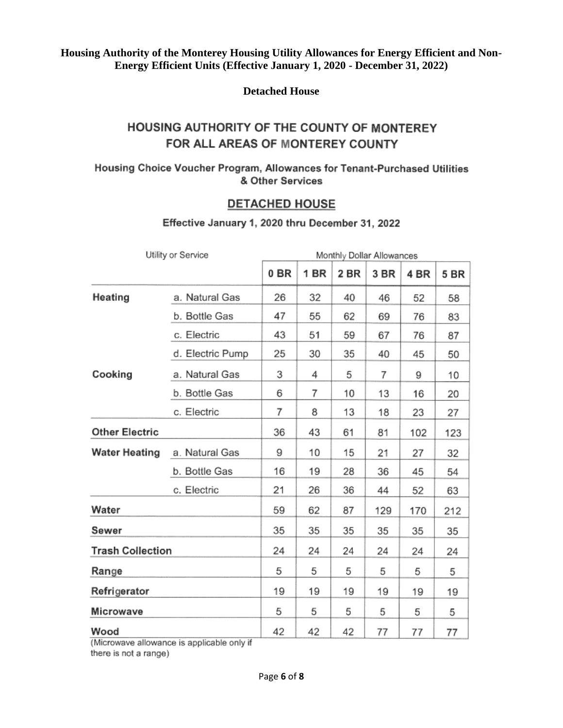**Housing Authority of the Monterey Housing Utility Allowances for Energy Efficient and Non-Energy Efficient Units (Effective January 1, 2020 - December 31, 2022)**

**Detached House**

## HOUSING AUTHORITY OF THE COUNTY OF MONTEREY FOR ALL AREAS OF MONTEREY COUNTY

### Housing Choice Voucher Program, Allowances for Tenant-Purchased Utilities & Other Services

### DETACHED HOUSE

#### Effective January 1, 2020 thru December 31, 2022

| Utility or Service | | Monthly Dollar Allowances | | | | | |
|---|---|---|---|---|---|---|---|
| | | 0 BR | 1 BR | 2 BR | 3 BR | 4 BR | 5 BR |
| **Heating** | a. Natural Gas | 26 | 32 | 40 | 46 | 52 | 58 |
| | b. Bottle Gas | 47 | 55 | 62 | 69 | 76 | 83 |
| | c. Electric | 43 | 51 | 59 | 67 | 76 | 87 |
| | d. Electric Pump | 25 | 30 | 35 | 40 | 45 | 50 |
| **Cooking** | a. Natural Gas | 3 | 4 | 5 | 7 | 9 | 10 |
| | b. Bottle Gas | 6 | 7 | 10 | 13 | 16 | 20 |
| | c. Electric | 7 | 8 | 13 | 18 | 23 | 27 |
| **Other Electric** | | 36 | 43 | 61 | 81 | 102 | 123 |
| **Water Heating** | a. Natural Gas | 9 | 10 | 15 | 21 | 27 | 32 |
| | b. Bottle Gas | 16 | 19 | 28 | 36 | 45 | 54 |
| | c. Electric | 21 | 26 | 36 | 44 | 52 | 63 |
| **Water** | | 59 | 62 | 87 | 129 | 170 | 212 |
| **Sewer** | | 35 | 35 | 35 | 35 | 35 | 35 |
| **Trash Collection** | | 24 | 24 | 24 | 24 | 24 | 24 |
| **Range** | | 5 | 5 | 5 | 5 | 5 | 5 |
| **Refrigerator** | | 19 | 19 | 19 | 19 | 19 | 19 |
| **Microwave** | | 5 | 5 | 5 | 5 | 5 | 5 |
| **Wood** | | 42 | 42 | 42 | 77 | 77 | 77 |

(Microwave allowance is applicable only if there is not a range)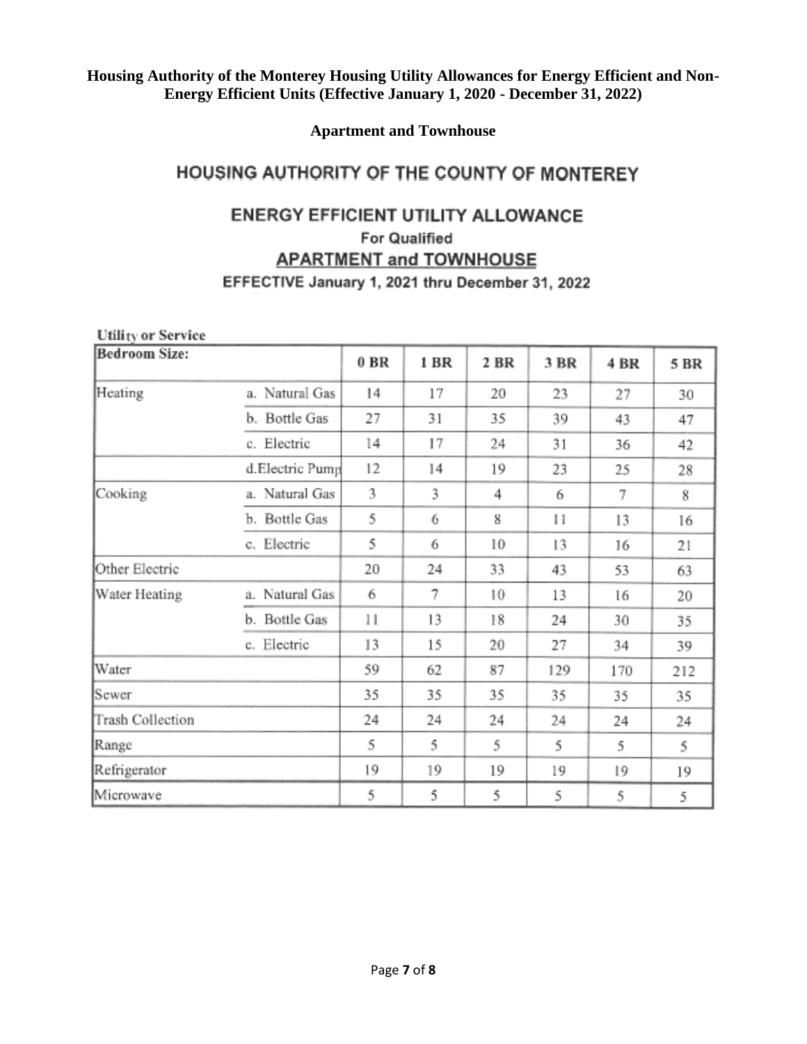**Housing Authority of the Monterey Housing Utility Allowances for Energy Efficient and Non-Energy Efficient Units (Effective January 1, 2020 - December 31, 2022)**

**Apartment and Townhouse**

# HOUSING AUTHORITY OF THE COUNTY OF MONTEREY

## ENERGY EFFICIENT UTILITY ALLOWANCE

**For Qualified**

## APARTMENT and TOWNHOUSE

### EFFECTIVE January 1, 2021 thru December 31, 2022

**Utility or Service**

| Bedroom Size: | | 0 BR | 1 BR | 2 BR | 3 BR | 4 BR | 5 BR |
|---|---|---|---|---|---|---|---|
| Heating | a. Natural Gas | 14 | 17 | 20 | 23 | 27 | 30 |
| | b. Bottle Gas | 27 | 31 | 35 | 39 | 43 | 47 |
| | c. Electric | 14 | 17 | 24 | 31 | 36 | 42 |
| | d.Electric Pump | 12 | 14 | 19 | 23 | 25 | 28 |
| Cooking | a. Natural Gas | 3 | 3 | 4 | 6 | 7 | 8 |
| | b. Bottle Gas | 5 | 6 | 8 | 11 | 13 | 16 |
| | c. Electric | 5 | 6 | 10 | 13 | 16 | 21 |
| Other Electric | | 20 | 24 | 33 | 43 | 53 | 63 |
| Water Heating | a. Natural Gas | 6 | 7 | 10 | 13 | 16 | 20 |
| | b. Bottle Gas | 11 | 13 | 18 | 24 | 30 | 35 |
| | c. Electric | 13 | 15 | 20 | 27 | 34 | 39 |
| Water | | 59 | 62 | 87 | 129 | 170 | 212 |
| Sewer | | 35 | 35 | 35 | 35 | 35 | 35 |
| Trash Collection | | 24 | 24 | 24 | 24 | 24 | 24 |
| Range | | 5 | 5 | 5 | 5 | 5 | 5 |
| Refrigerator | | 19 | 19 | 19 | 19 | 19 | 19 |
| Microwave | | 5 | 5 | 5 | 5 | 5 | 5 |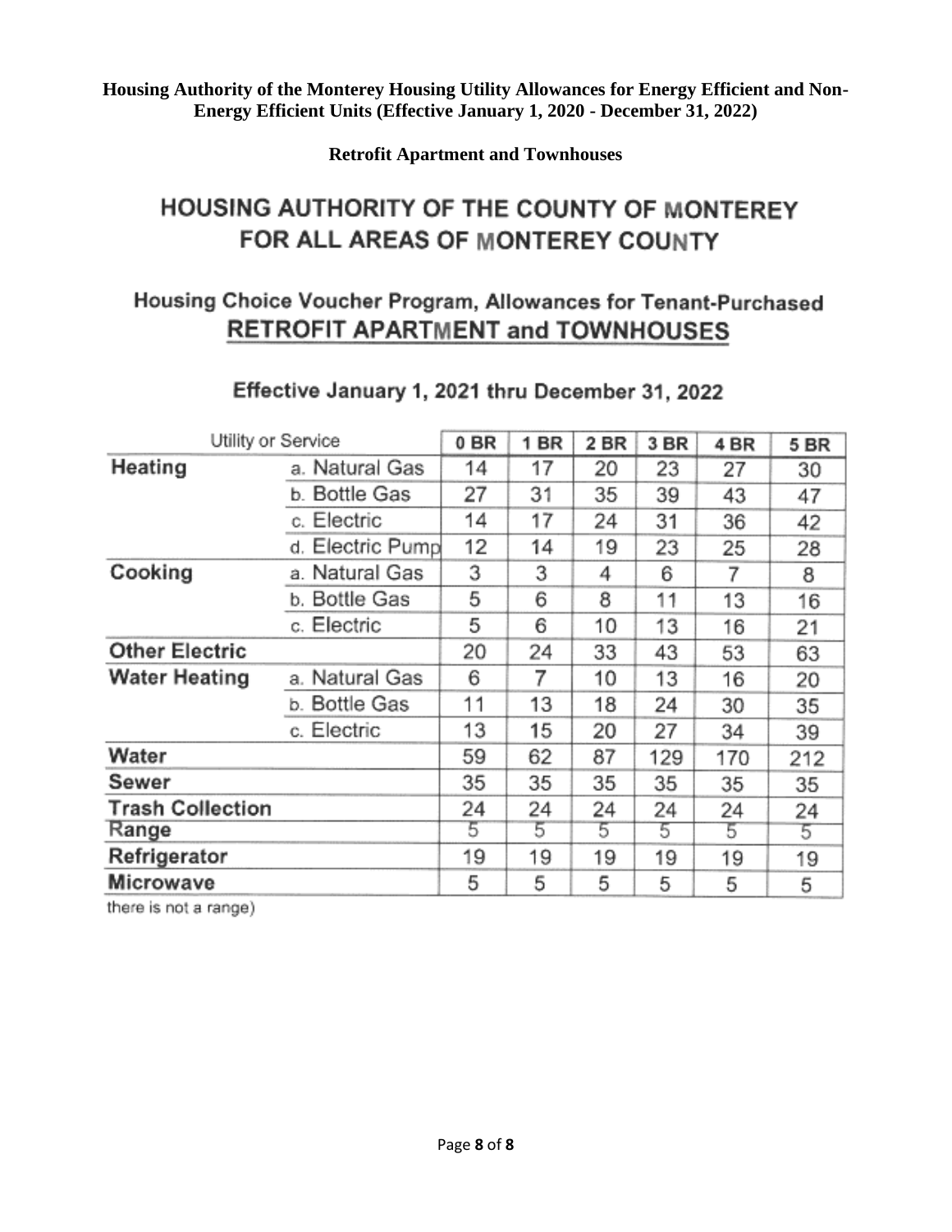**Housing Authority of the Monterey Housing Utility Allowances for Energy Efficient and Non-Energy Efficient Units (Effective January 1, 2020 - December 31, 2022)**

**Retrofit Apartment and Townhouses**

# HOUSING AUTHORITY OF THE COUNTY OF MONTEREY FOR ALL AREAS OF MONTEREY COUNTY

## Housing Choice Voucher Program, Allowances for Tenant-Purchased RETROFIT APARTMENT and TOWNHOUSES

### Effective January 1, 2021 thru December 31, 2022

| Utility or Service | | 0 BR | 1 BR | 2 BR | 3 BR | 4 BR | 5 BR |
|---|---|---|---|---|---|---|---|
| **Heating** | a. Natural Gas | 14 | 17 | 20 | 23 | 27 | 30 |
| | b. Bottle Gas | 27 | 31 | 35 | 39 | 43 | 47 |
| | c. Electric | 14 | 17 | 24 | 31 | 36 | 42 |
| | d. Electric Pump | 12 | 14 | 19 | 23 | 25 | 28 |
| **Cooking** | a. Natural Gas | 3 | 3 | 4 | 6 | 7 | 8 |
| | b. Bottle Gas | 5 | 6 | 8 | 11 | 13 | 16 |
| | c. Electric | 5 | 6 | 10 | 13 | 16 | 21 |
| **Other Electric** | | 20 | 24 | 33 | 43 | 53 | 63 |
| **Water Heating** | a. Natural Gas | 6 | 7 | 10 | 13 | 16 | 20 |
| | b. Bottle Gas | 11 | 13 | 18 | 24 | 30 | 35 |
| | c. Electric | 13 | 15 | 20 | 27 | 34 | 39 |
| **Water** | | 59 | 62 | 87 | 129 | 170 | 212 |
| **Sewer** | | 35 | 35 | 35 | 35 | 35 | 35 |
| **Trash Collection** | | 24 | 24 | 24 | 24 | 24 | 24 |
| **Range** | | 5 | 5 | 5 | 5 | 5 | 5 |
| **Refrigerator** | | 19 | 19 | 19 | 19 | 19 | 19 |
| **Microwave** | | 5 | 5 | 5 | 5 | 5 | 5 |

there is not a range)